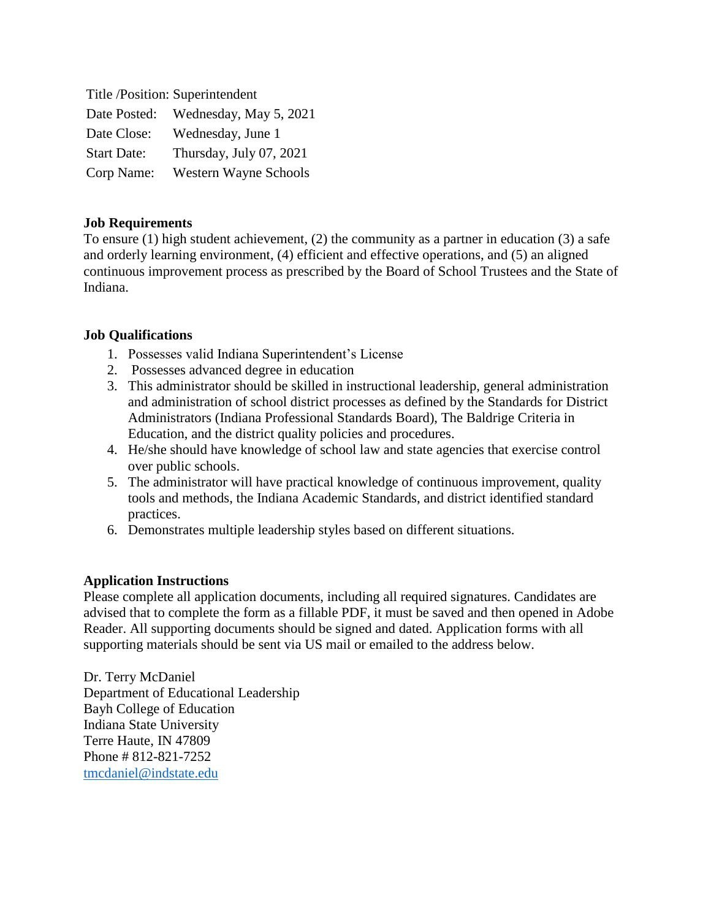Title /Position: Superintendent
Date Posted: Wednesday, May 5, 2021
Date Close: Wednesday, June 1
Start Date: Thursday, July 07, 2021
Corp Name: Western Wayne Schools

**Job Requirements**

To ensure (1) high student achievement, (2) the community as a partner in education (3) a safe and orderly learning environment, (4) efficient and effective operations, and (5) an aligned continuous improvement process as prescribed by the Board of School Trustees and the State of Indiana.

**Job Qualifications**

1. Possesses valid Indiana Superintendent's License
2. Possesses advanced degree in education
3. This administrator should be skilled in instructional leadership, general administration and administration of school district processes as defined by the Standards for District Administrators (Indiana Professional Standards Board), The Baldrige Criteria in Education, and the district quality policies and procedures.
4. He/she should have knowledge of school law and state agencies that exercise control over public schools.
5. The administrator will have practical knowledge of continuous improvement, quality tools and methods, the Indiana Academic Standards, and district identified standard practices.
6. Demonstrates multiple leadership styles based on different situations.

**Application Instructions**

Please complete all application documents, including all required signatures. Candidates are advised that to complete the form as a fillable PDF, it must be saved and then opened in Adobe Reader. All supporting documents should be signed and dated. Application forms with all supporting materials should be sent via US mail or emailed to the address below.

Dr. Terry McDaniel
Department of Educational Leadership
Bayh College of Education
Indiana State University
Terre Haute, IN 47809
Phone # 812-821-7252
tmcdaniel@indstate.edu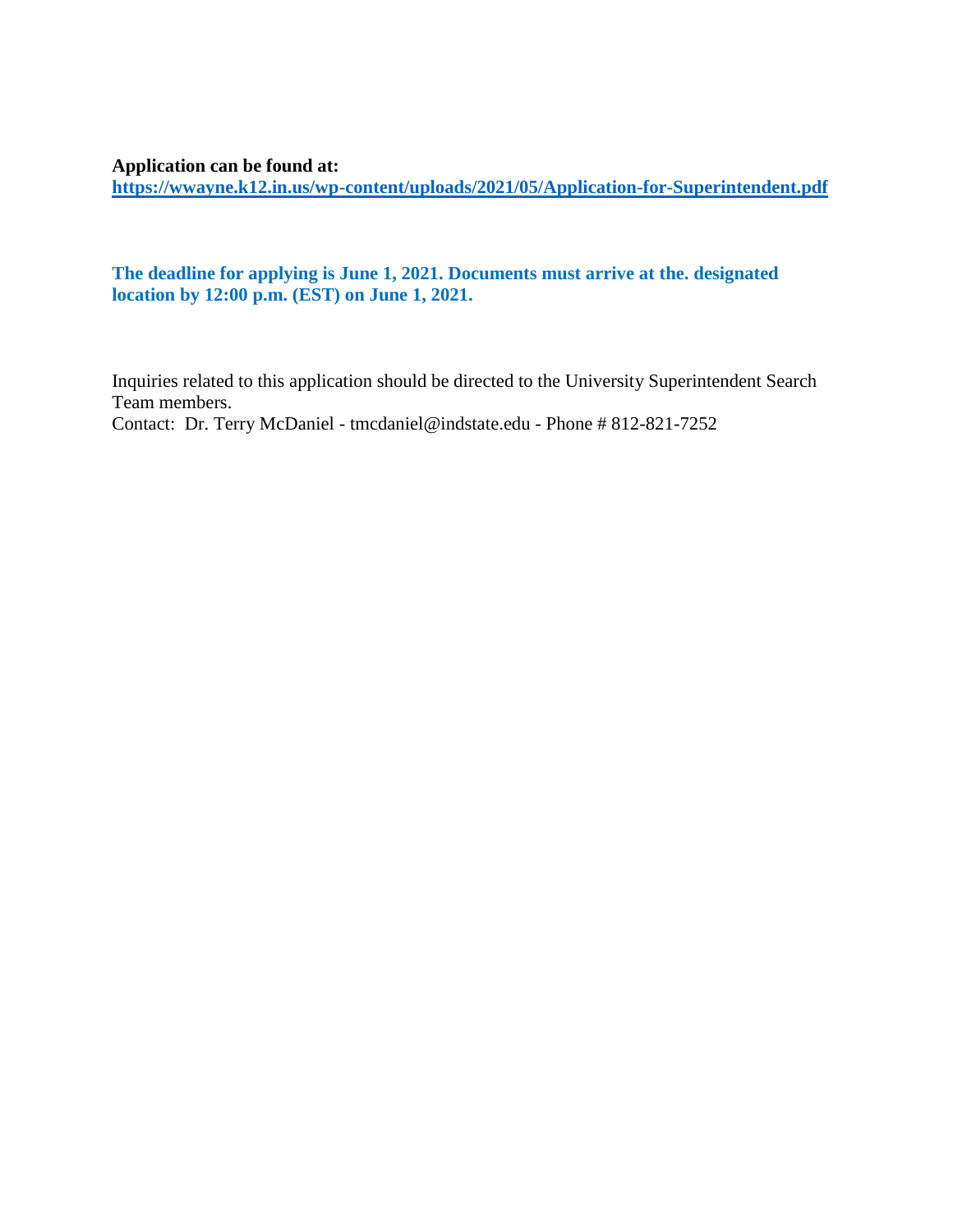**Application can be found at:**
**https://wwayne.k12.in.us/wp-content/uploads/2021/05/Application-for-Superintendent.pdf**

**The deadline for applying is June 1, 2021. Documents must arrive at the. designated location by 12:00 p.m. (EST) on June 1, 2021.**

Inquiries related to this application should be directed to the University Superintendent Search Team members.
Contact: Dr. Terry McDaniel - tmcdaniel@indstate.edu - Phone # 812-821-7252